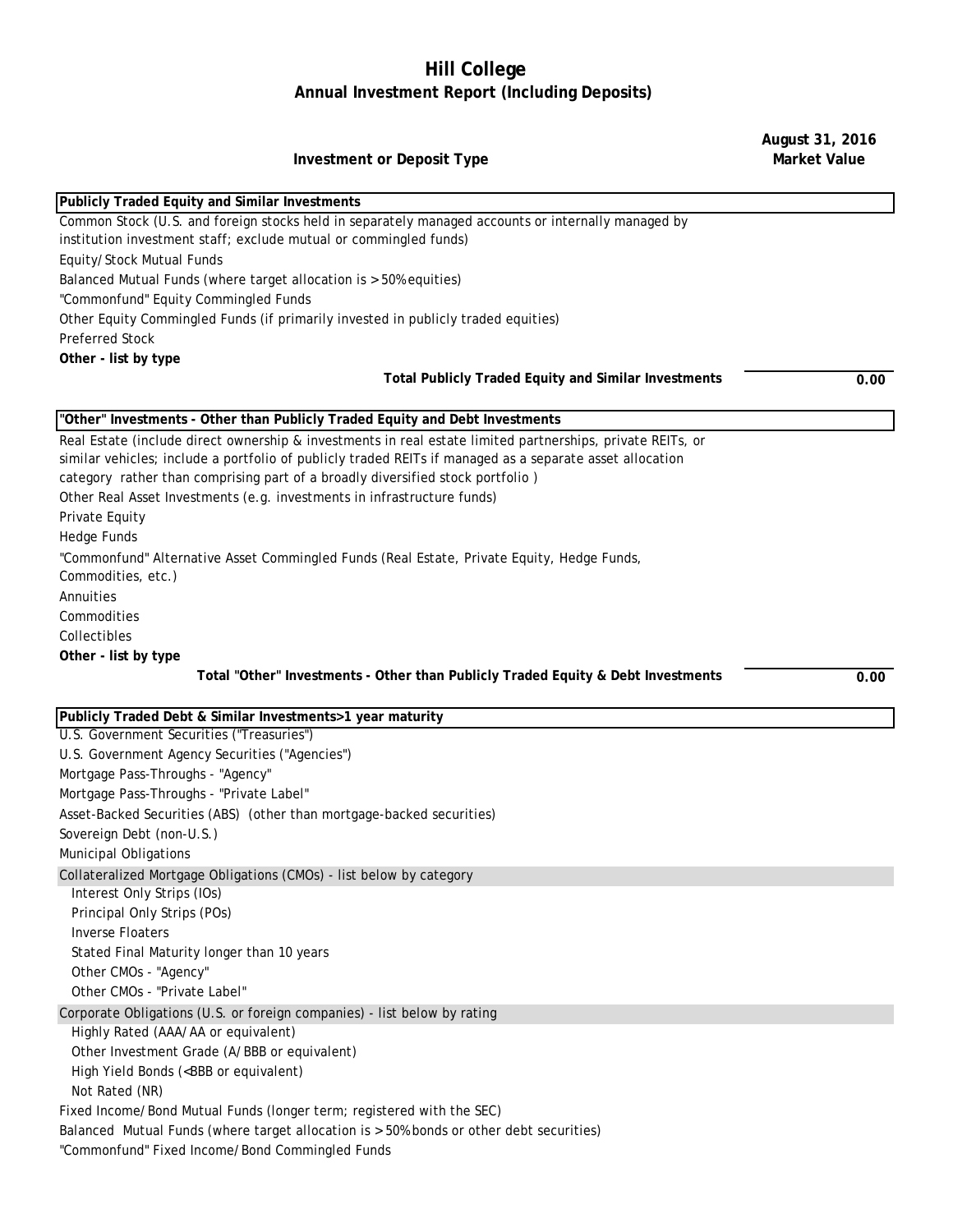# Hill College

## Annual Investment Report (Including Deposits)

| Investment or Deposit Type | August 31, 2016 Market Value |
|---|---|
| **Publicly Traded Equity and Similar Investments** | |
| Common Stock (U.S. and foreign stocks held in separately managed accounts or internally managed by institution investment staff; exclude mutual or commingled funds) | |
| Equity/Stock Mutual Funds | |
| Balanced Mutual Funds (where target allocation is > 50% equities) | |
| "Commonfund" Equity Commingled Funds | |
| Other Equity Commingled Funds (if primarily invested in publicly traded equities) | |
| Preferred Stock | |
| **Other - list by type** | |
| **Total Publicly Traded Equity and Similar Investments** | **0.00** |
| **"Other" Investments - Other than Publicly Traded Equity and Debt Investments** | |
| Real Estate (include direct ownership & investments in real estate limited partnerships, private REITs, or similar vehicles; include a portfolio of publicly traded REITs if managed as a separate asset allocation category rather than comprising part of a broadly diversified stock portfolio ) | |
| Other Real Asset Investments (e.g. investments in infrastructure funds) | |
| Private Equity | |
| Hedge Funds | |
| "Commonfund" Alternative Asset Commingled Funds (Real Estate, Private Equity, Hedge Funds, Commodities, etc.) | |
| Annuities | |
| Commodities | |
| Collectibles | |
| **Other - list by type** | |
| **Total "Other" Investments - Other than Publicly Traded Equity & Debt Investments** | **0.00** |
| **Publicly Traded Debt & Similar Investments>1 year maturity** | |
| U.S. Government Securities ("Treasuries") | |
| U.S. Government Agency Securities ("Agencies") | |
| Mortgage Pass-Throughs - "Agency" | |
| Mortgage Pass-Throughs - "Private Label" | |
| Asset-Backed Securities (ABS) (other than mortgage-backed securities) | |
| Sovereign Debt (non-U.S.) | |
| Municipal Obligations | |
| Collateralized Mortgage Obligations (CMOs) - list below by category | |
| Interest Only Strips (IOs) | |
| Principal Only Strips (POs) | |
| Inverse Floaters | |
| Stated Final Maturity longer than 10 years | |
| Other CMOs - "Agency" | |
| Other CMOs - "Private Label" | |
| Corporate Obligations (U.S. or foreign companies) - list below by rating | |
| Highly Rated (AAA/AA or equivalent) | |
| Other Investment Grade (A/BBB or equivalent) | |
| High Yield Bonds (<BBB or equivalent) | |
| Not Rated (NR) | |
| Fixed Income/Bond Mutual Funds (longer term; registered with the SEC) | |
| Balanced Mutual Funds (where target allocation is > 50% bonds or other debt securities) | |
| "Commonfund" Fixed Income/Bond Commingled Funds | |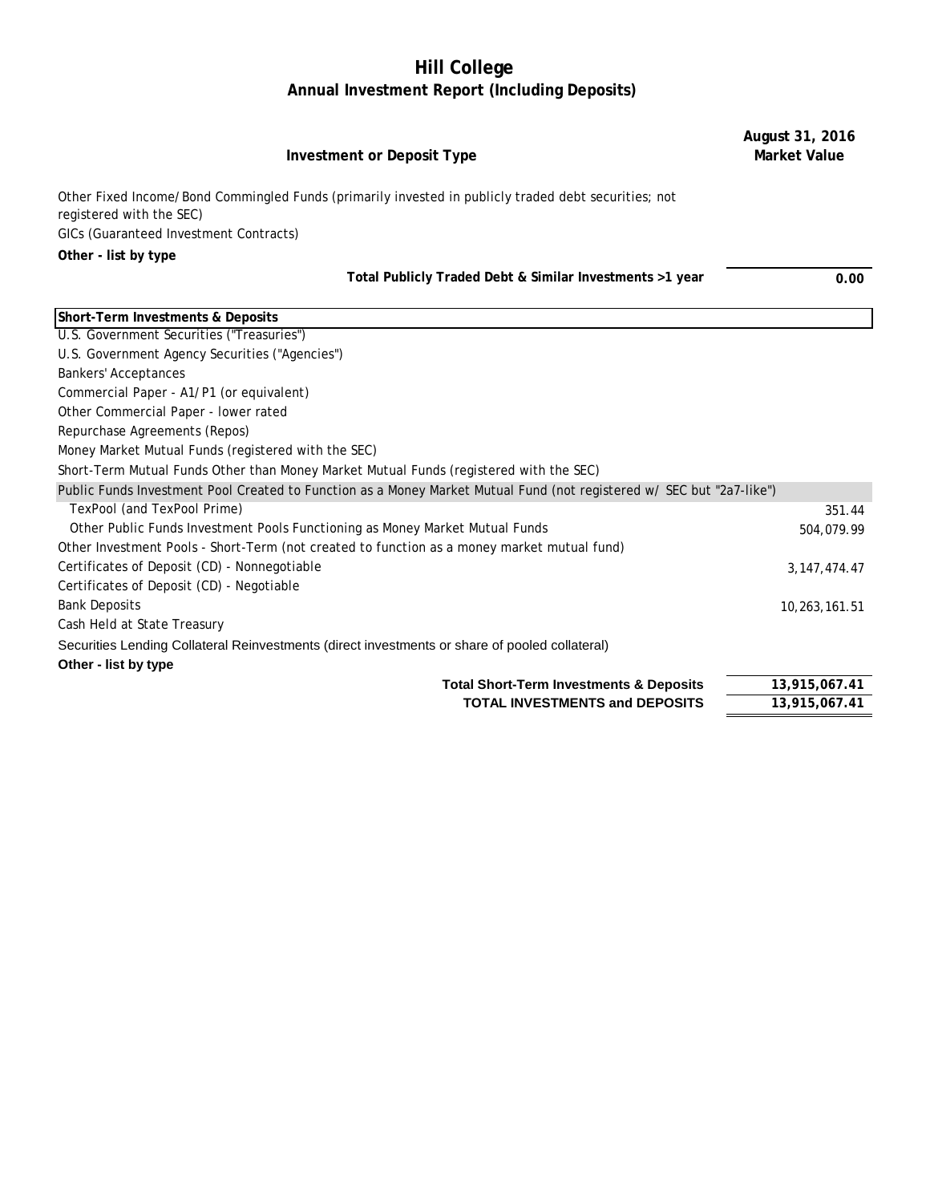# Hill College

## Annual Investment Report (Including Deposits)

| Investment or Deposit Type | August 31, 2016 Market Value |
| --- | --- |
| Other Fixed Income/Bond Commingled Funds (primarily invested in publicly traded debt securities; not registered with the SEC) | |
| GICs (Guaranteed Investment Contracts) | |
| **Other - list by type** | |
| **Total Publicly Traded Debt & Similar Investments >1 year** | **0.00** |

| | |
| --- | --- |
| **Short-Term Investments & Deposits** | |
| U.S. Government Securities ("Treasuries") | |
| U.S. Government Agency Securities ("Agencies") | |
| Bankers' Acceptances | |
| Commercial Paper - A1/P1 (or equivalent) | |
| Other Commercial Paper - lower rated | |
| Repurchase Agreements (Repos) | |
| Money Market Mutual Funds (registered with the SEC) | |
| Short-Term Mutual Funds Other than Money Market Mutual Funds (registered with the SEC) | |
| Public Funds Investment Pool Created to Function as a Money Market Mutual Fund (not registered w/ SEC but "2a7-like") | |
| TexPool (and TexPool Prime) | 351.44 |
| Other Public Funds Investment Pools Functioning as Money Market Mutual Funds | 504,079.99 |
| Other Investment Pools - Short-Term (not created to function as a money market mutual fund) | |
| Certificates of Deposit (CD) - Nonnegotiable | 3,147,474.47 |
| Certificates of Deposit (CD) - Negotiable | |
| Bank Deposits | 10,263,161.51 |
| Cash Held at State Treasury | |
| Securities Lending Collateral Reinvestments (direct investments or share of pooled collateral) | |
| **Other - list by type** | |
| **Total Short-Term Investments & Deposits** | **13,915,067.41** |
| **TOTAL INVESTMENTS and DEPOSITS** | **13,915,067.41** |